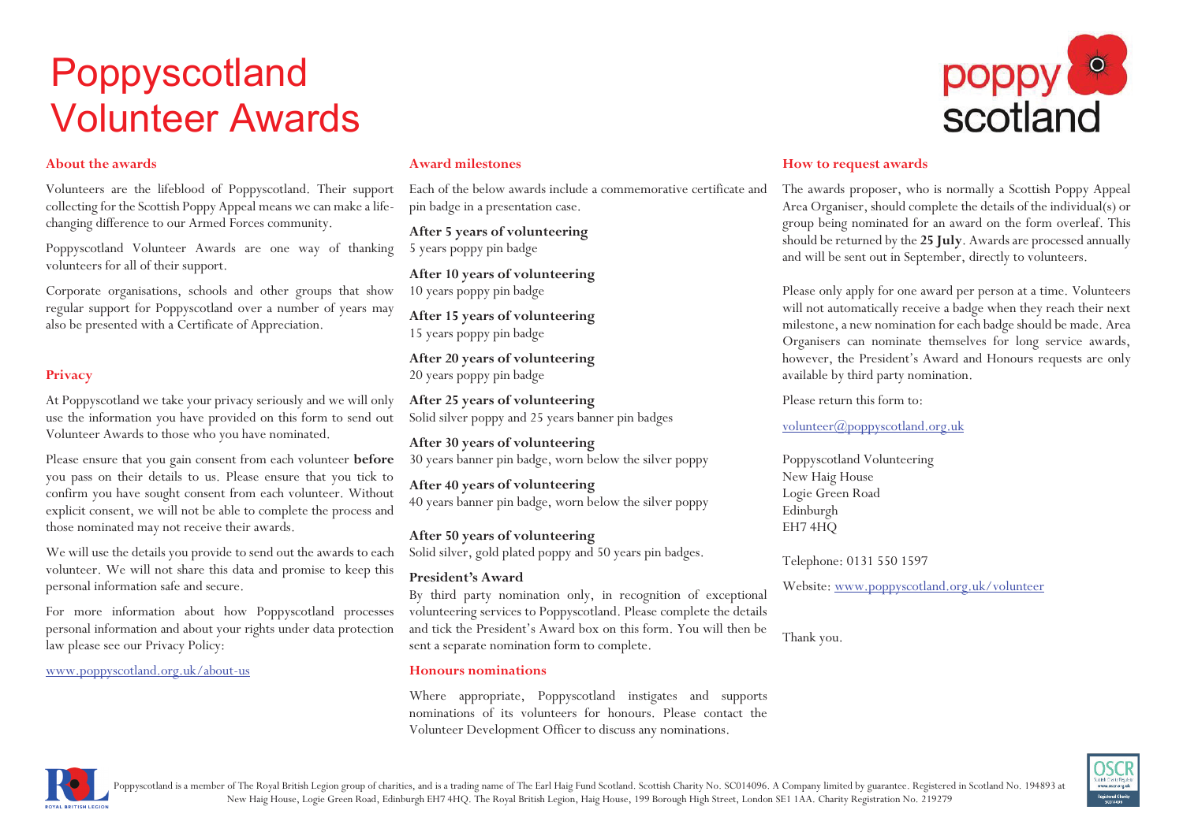# Poppyscotland Volunteer Awards

## About the awards

Volunteers are the lifeblood of Poppyscotland. Their support collecting for the Scottish Poppy Appeal means we can make a life-changing difference to our Armed Forces community.

Poppyscotland Volunteer Awards are one way of thanking volunteers for all of their support.

Corporate organisations, schools and other groups that show regular support for Poppyscotland over a number of years may also be presented with a Certificate of Appreciation.

## Privacy

At Poppyscotland we take your privacy seriously and we will only use the information you have provided on this form to send out Volunteer Awards to those who you have nominated.

Please ensure that you gain consent from each volunteer **before** you pass on their details to us. Please ensure that you tick to confirm you have sought consent from each volunteer. Without explicit consent, we will not be able to complete the process and those nominated may not receive their awards.

We will use the details you provide to send out the awards to each volunteer. We will not share this data and promise to keep this personal information safe and secure.

For more information about how Poppyscotland processes personal information and about your rights under data protection law please see our Privacy Policy:

www.poppyscotland.org.uk/about-us

## Award milestones

Each of the below awards include a commemorative certificate and pin badge in a presentation case.

**After 5 years of volunteering**
5 years poppy pin badge

**After 10 years of volunteering**
10 years poppy pin badge

**After 15 years of volunteering**
15 years poppy pin badge

**After 20 years of volunteering**
20 years poppy pin badge

**After 25 years of volunteering**
Solid silver poppy and 25 years banner pin badges

**After 30 years of volunteering**
30 years banner pin badge, worn below the silver poppy

**After 40 years of volunteering**
40 years banner pin badge, worn below the silver poppy

**After 50 years of volunteering**
Solid silver, gold plated poppy and 50 years pin badges.

**President's Award**
By third party nomination only, in recognition of exceptional volunteering services to Poppyscotland. Please complete the details and tick the President's Award box on this form. You will then be sent a separate nomination form to complete.

## Honours nominations

Where appropriate, Poppyscotland instigates and supports nominations of its volunteers for honours. Please contact the Volunteer Development Officer to discuss any nominations.

## How to request awards

The awards proposer, who is normally a Scottish Poppy Appeal Area Organiser, should complete the details of the individual(s) or group being nominated for an award on the form overleaf. This should be returned by the **25 July**. Awards are processed annually and will be sent out in September, directly to volunteers.

Please only apply for one award per person at a time. Volunteers will not automatically receive a badge when they reach their next milestone, a new nomination for each badge should be made. Area Organisers can nominate themselves for long service awards, however, the President's Award and Honours requests are only available by third party nomination.

Please return this form to:

volunteer@poppyscotland.org.uk

Poppyscotland Volunteering
New Haig House
Logie Green Road
Edinburgh
EH7 4HQ

Telephone: 0131 550 1597

Website: www.poppyscotland.org.uk/volunteer

Thank you.

Poppyscotland is a member of The Royal British Legion group of charities, and is a trading name of The Earl Haig Fund Scotland. Scottish Charity No. SC014096. A Company limited by guarantee. Registered in Scotland No. 194893 at New Haig House, Logie Green Road, Edinburgh EH7 4HQ. The Royal British Legion, Haig House, 199 Borough High Street, London SE1 1AA. Charity Registration No. 219279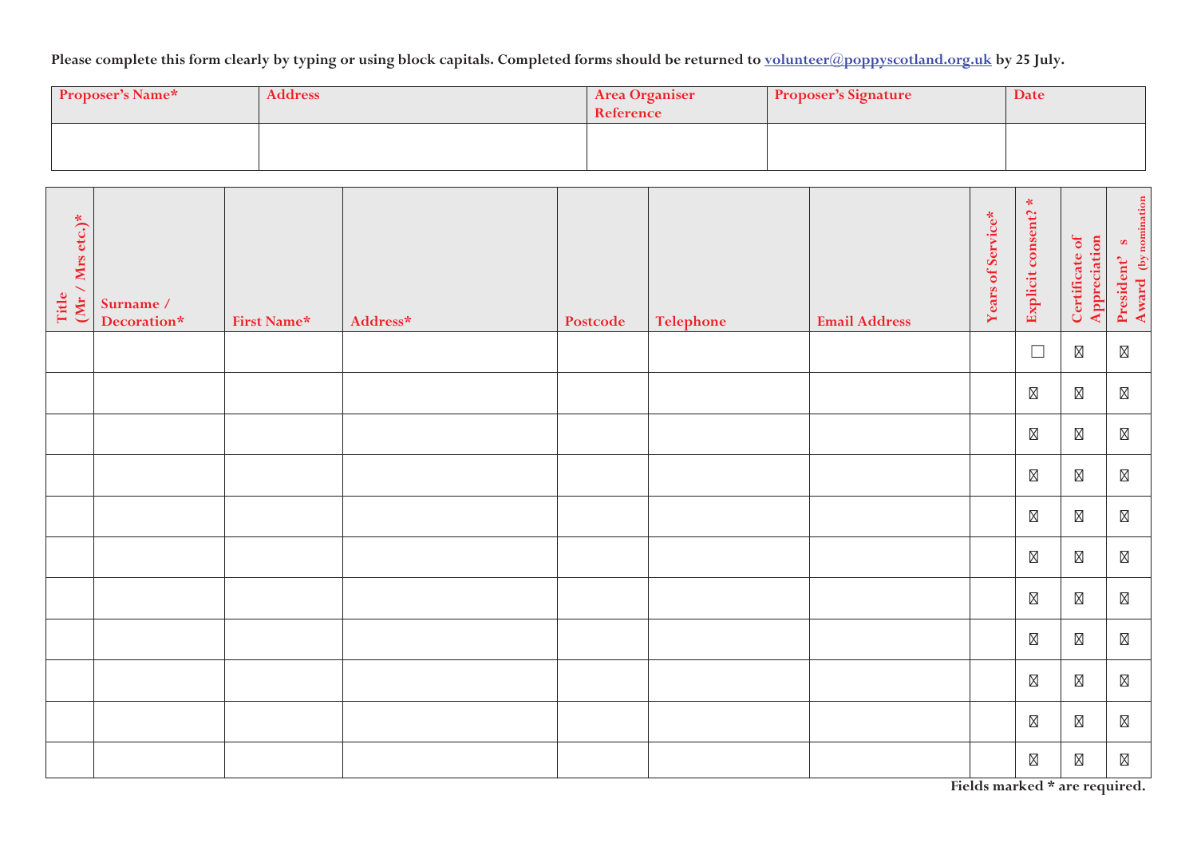**Please complete this form clearly by typing or using block capitals. Completed forms should be returned to [volunteer@poppyscotland.org.uk](mailto:volunteer@poppyscotland.org.uk) by 25 July.**

| Proposer's Name* | Address | Area Organiser Reference | Proposer's Signature | Date |
|---|---|---|---|---|
| | | | | |

| Title (Mr / Mrs etc.)* | Surname / Decoration* | First Name* | Address* | Postcode | Telephone | Email Address | Years of Service* | Explicit consent? * | Certificate of Appreciation | President's Award (by nomination) |
|---|---|---|---|---|---|---|---|---|---|---|
| | | | | | | | | ☐ | ☒ | ☒ |
| | | | | | | | | ☒ | ☒ | ☒ |
| | | | | | | | | ☒ | ☒ | ☒ |
| | | | | | | | | ☒ | ☒ | ☒ |
| | | | | | | | | ☒ | ☒ | ☒ |
| | | | | | | | | ☒ | ☒ | ☒ |
| | | | | | | | | ☒ | ☒ | ☒ |
| | | | | | | | | ☒ | ☒ | ☒ |
| | | | | | | | | ☒ | ☒ | ☒ |
| | | | | | | | | ☒ | ☒ | ☒ |
| | | | | | | | | ☒ | ☒ | ☒ |

**Fields marked * are required.**